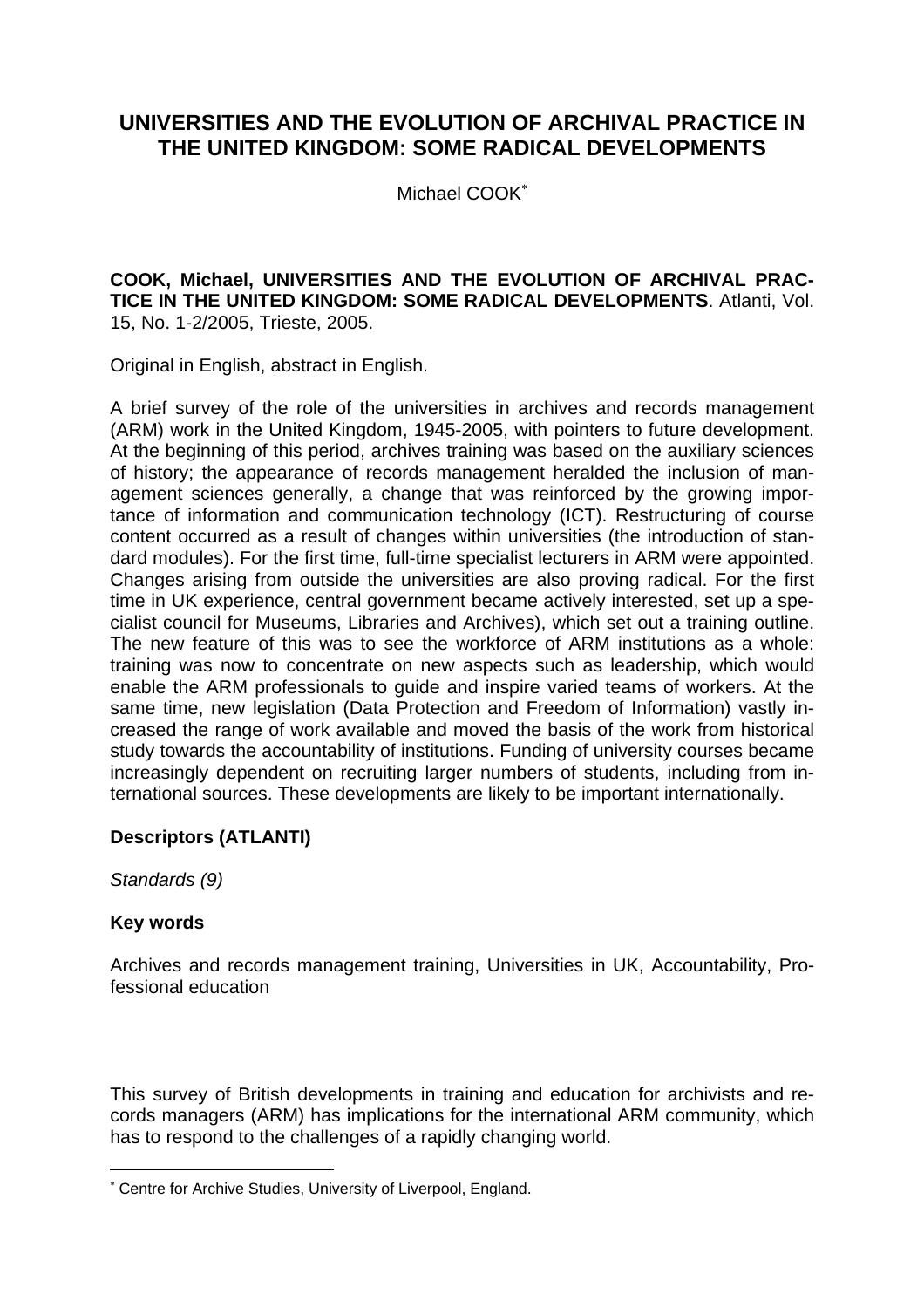# UNIVERSITIES AND THE EVOLUTION OF ARCHIVAL PRACTICE IN THE UNITED KINGDOM: SOME RADICAL DEVELOPMENTS

Michael COOK[*]

**COOK, Michael, UNIVERSITIES AND THE EVOLUTION OF ARCHIVAL PRACTICE IN THE UNITED KINGDOM: SOME RADICAL DEVELOPMENTS**. Atlanti, Vol. 15, No. 1-2/2005, Trieste, 2005.

Original in English, abstract in English.

A brief survey of the role of the universities in archives and records management (ARM) work in the United Kingdom, 1945-2005, with pointers to future development. At the beginning of this period, archives training was based on the auxiliary sciences of history; the appearance of records management heralded the inclusion of management sciences generally, a change that was reinforced by the growing importance of information and communication technology (ICT). Restructuring of course content occurred as a result of changes within universities (the introduction of standard modules). For the first time, full-time specialist lecturers in ARM were appointed. Changes arising from outside the universities are also proving radical. For the first time in UK experience, central government became actively interested, set up a specialist council for Museums, Libraries and Archives), which set out a training outline. The new feature of this was to see the workforce of ARM institutions as a whole: training was now to concentrate on new aspects such as leadership, which would enable the ARM professionals to guide and inspire varied teams of workers. At the same time, new legislation (Data Protection and Freedom of Information) vastly increased the range of work available and moved the basis of the work from historical study towards the accountability of institutions. Funding of university courses became increasingly dependent on recruiting larger numbers of students, including from international sources. These developments are likely to be important internationally.

**Descriptors (ATLANTI)**

*Standards (9)*

**Key words**

Archives and records management training, Universities in UK, Accountability, Professional education

This survey of British developments in training and education for archivists and records managers (ARM) has implications for the international ARM community, which has to respond to the challenges of a rapidly changing world.

[*] Centre for Archive Studies, University of Liverpool, England.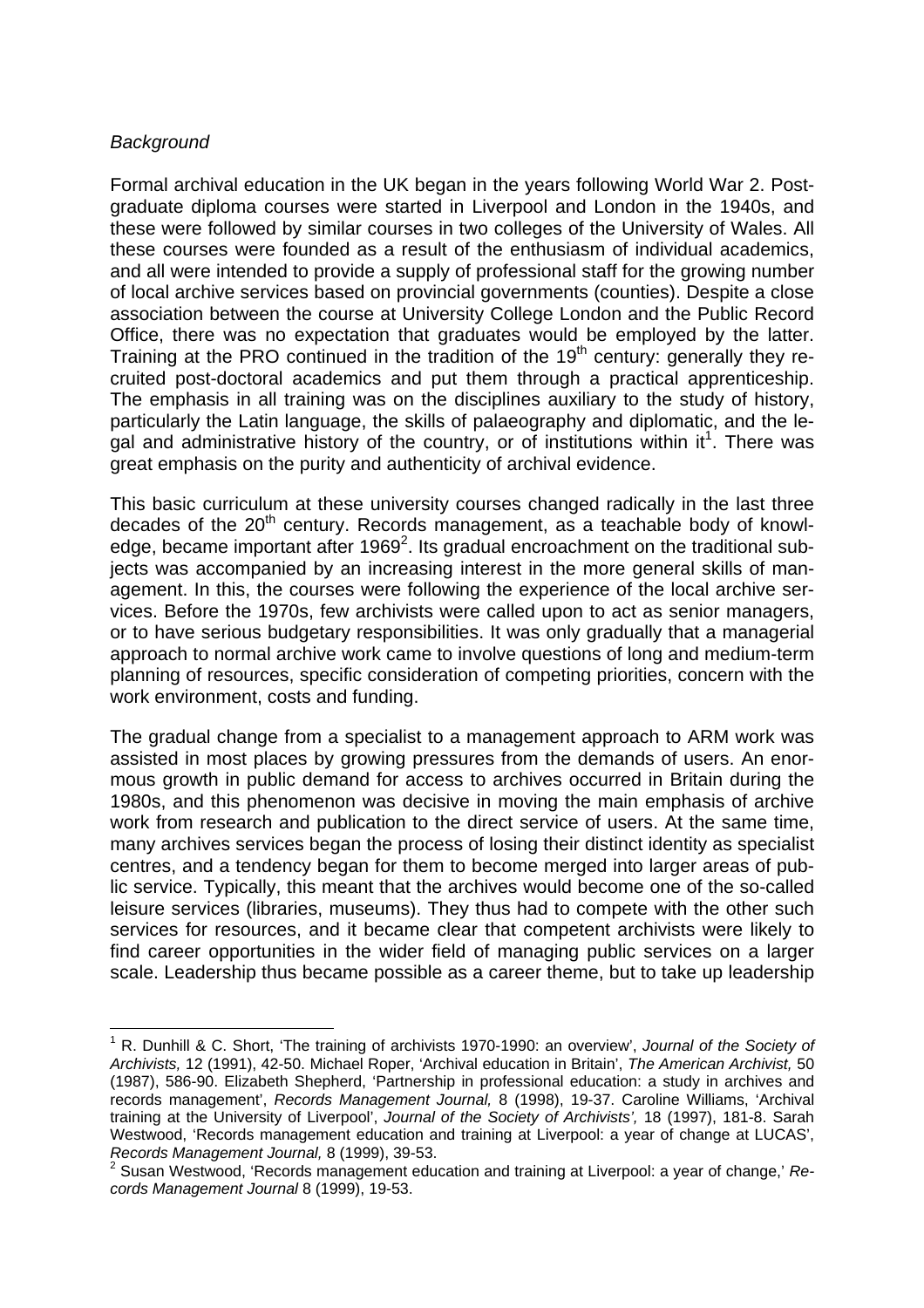*Background*

Formal archival education in the UK began in the years following World War 2. Post-graduate diploma courses were started in Liverpool and London in the 1940s, and these were followed by similar courses in two colleges of the University of Wales. All these courses were founded as a result of the enthusiasm of individual academics, and all were intended to provide a supply of professional staff for the growing number of local archive services based on provincial governments (counties). Despite a close association between the course at University College London and the Public Record Office, there was no expectation that graduates would be employed by the latter. Training at the PRO continued in the tradition of the 19th century: generally they recruited post-doctoral academics and put them through a practical apprenticeship. The emphasis in all training was on the disciplines auxiliary to the study of history, particularly the Latin language, the skills of palaeography and diplomatic, and the legal and administrative history of the country, or of institutions within it[1]. There was great emphasis on the purity and authenticity of archival evidence.

This basic curriculum at these university courses changed radically in the last three decades of the 20th century. Records management, as a teachable body of knowledge, became important after 1969[2]. Its gradual encroachment on the traditional subjects was accompanied by an increasing interest in the more general skills of management. In this, the courses were following the experience of the local archive services. Before the 1970s, few archivists were called upon to act as senior managers, or to have serious budgetary responsibilities. It was only gradually that a managerial approach to normal archive work came to involve questions of long and medium-term planning of resources, specific consideration of competing priorities, concern with the work environment, costs and funding.

The gradual change from a specialist to a management approach to ARM work was assisted in most places by growing pressures from the demands of users. An enormous growth in public demand for access to archives occurred in Britain during the 1980s, and this phenomenon was decisive in moving the main emphasis of archive work from research and publication to the direct service of users. At the same time, many archives services began the process of losing their distinct identity as specialist centres, and a tendency began for them to become merged into larger areas of public service. Typically, this meant that the archives would become one of the so-called leisure services (libraries, museums). They thus had to compete with the other such services for resources, and it became clear that competent archivists were likely to find career opportunities in the wider field of managing public services on a larger scale. Leadership thus became possible as a career theme, but to take up leadership

---

[1] R. Dunhill & C. Short, 'The training of archivists 1970-1990: an overview', *Journal of the Society of Archivists,* 12 (1991), 42-50. Michael Roper, 'Archival education in Britain', *The American Archivist,* 50 (1987), 586-90. Elizabeth Shepherd, 'Partnership in professional education: a study in archives and records management', *Records Management Journal,* 8 (1998), 19-37. Caroline Williams, 'Archival training at the University of Liverpool', *Journal of the Society of Archivists',* 18 (1997), 181-8. Sarah Westwood, 'Records management education and training at Liverpool: a year of change at LUCAS', *Records Management Journal,* 8 (1999), 39-53.

[2] Susan Westwood, 'Records management education and training at Liverpool: a year of change,' *Records Management Journal* 8 (1999), 19-53.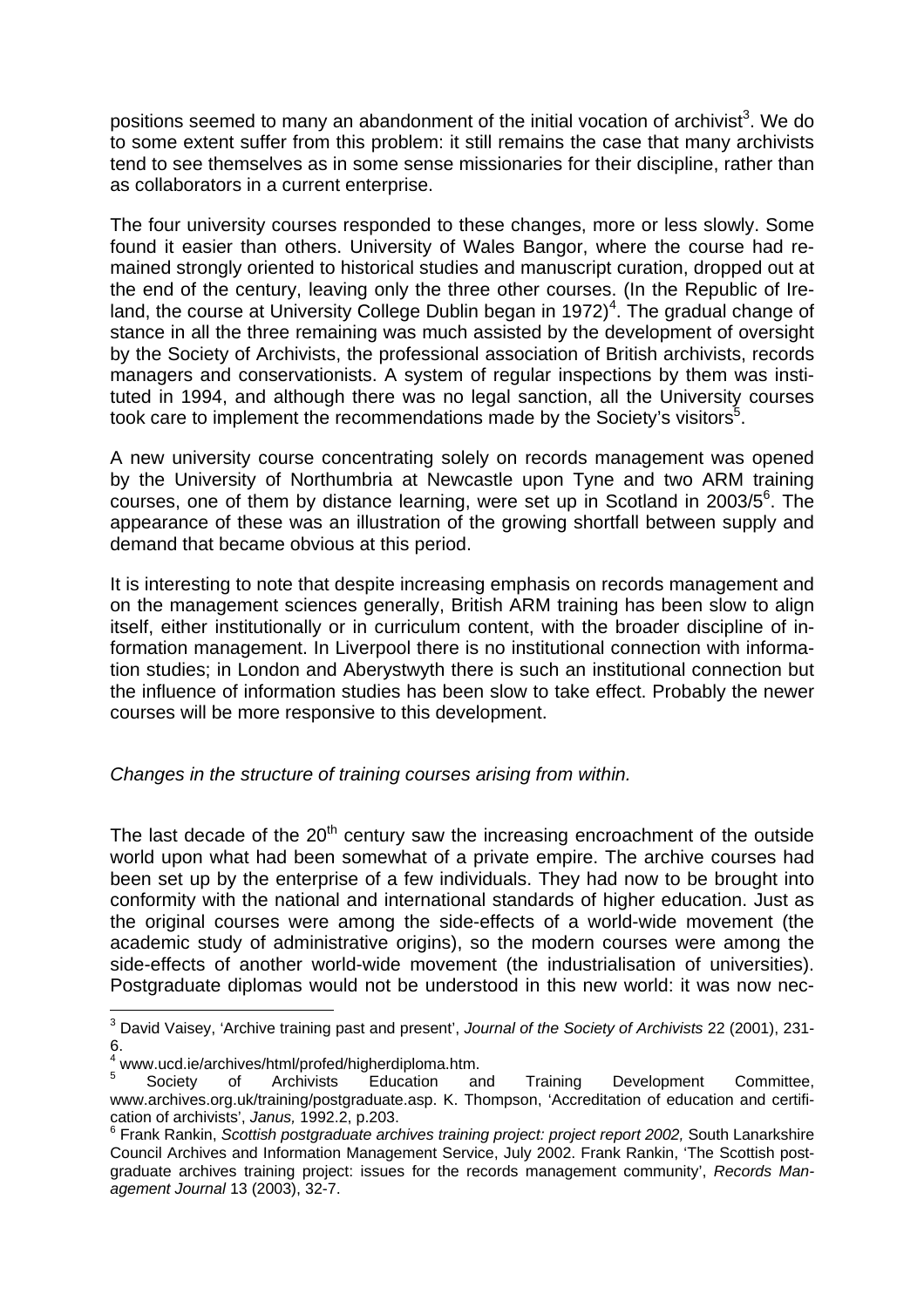positions seemed to many an abandonment of the initial vocation of archivist[3]. We do to some extent suffer from this problem: it still remains the case that many archivists tend to see themselves as in some sense missionaries for their discipline, rather than as collaborators in a current enterprise.

The four university courses responded to these changes, more or less slowly. Some found it easier than others. University of Wales Bangor, where the course had remained strongly oriented to historical studies and manuscript curation, dropped out at the end of the century, leaving only the three other courses. (In the Republic of Ireland, the course at University College Dublin began in 1972)[4]. The gradual change of stance in all the three remaining was much assisted by the development of oversight by the Society of Archivists, the professional association of British archivists, records managers and conservationists. A system of regular inspections by them was instituted in 1994, and although there was no legal sanction, all the University courses took care to implement the recommendations made by the Society's visitors[5].

A new university course concentrating solely on records management was opened by the University of Northumbria at Newcastle upon Tyne and two ARM training courses, one of them by distance learning, were set up in Scotland in 2003/5[6]. The appearance of these was an illustration of the growing shortfall between supply and demand that became obvious at this period.

It is interesting to note that despite increasing emphasis on records management and on the management sciences generally, British ARM training has been slow to align itself, either institutionally or in curriculum content, with the broader discipline of information management. In Liverpool there is no institutional connection with information studies; in London and Aberystwyth there is such an institutional connection but the influence of information studies has been slow to take effect. Probably the newer courses will be more responsive to this development.

*Changes in the structure of training courses arising from within.*

The last decade of the 20th century saw the increasing encroachment of the outside world upon what had been somewhat of a private empire. The archive courses had been set up by the enterprise of a few individuals. They had now to be brought into conformity with the national and international standards of higher education. Just as the original courses were among the side-effects of a world-wide movement (the academic study of administrative origins), so the modern courses were among the side-effects of another world-wide movement (the industrialisation of universities). Postgraduate diplomas would not be understood in this new world: it was now nec-

---

[3] David Vaisey, 'Archive training past and present', *Journal of the Society of Archivists* 22 (2001), 231-6.

[4] www.ucd.ie/archives/html/profed/higherdiploma.htm.

[5] Society of Archivists Education and Training Development Committee, www.archives.org.uk/training/postgraduate.asp. K. Thompson, 'Accreditation of education and certification of archivists', *Janus,* 1992.2, p.203.

[6] Frank Rankin, *Scottish postgraduate archives training project: project report 2002,* South Lanarkshire Council Archives and Information Management Service, July 2002. Frank Rankin, 'The Scottish postgraduate archives training project: issues for the records management community', *Records Management Journal* 13 (2003), 32-7.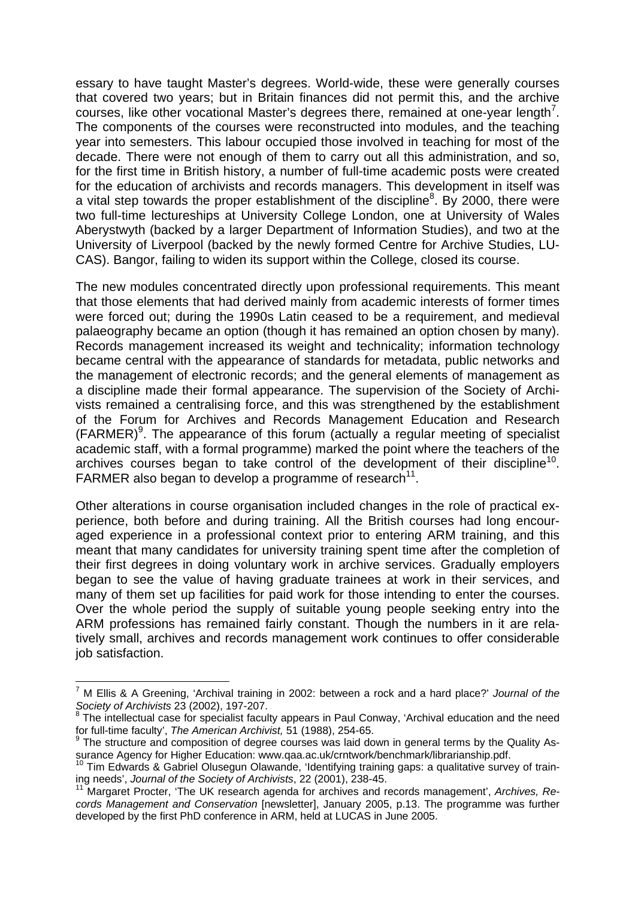essary to have taught Master's degrees. World-wide, these were generally courses that covered two years; but in Britain finances did not permit this, and the archive courses, like other vocational Master's degrees there, remained at one-year length[7]. The components of the courses were reconstructed into modules, and the teaching year into semesters. This labour occupied those involved in teaching for most of the decade. There were not enough of them to carry out all this administration, and so, for the first time in British history, a number of full-time academic posts were created for the education of archivists and records managers. This development in itself was a vital step towards the proper establishment of the discipline[8]. By 2000, there were two full-time lectureships at University College London, one at University of Wales Aberystwyth (backed by a larger Department of Information Studies), and two at the University of Liverpool (backed by the newly formed Centre for Archive Studies, LUCAS). Bangor, failing to widen its support within the College, closed its course.

The new modules concentrated directly upon professional requirements. This meant that those elements that had derived mainly from academic interests of former times were forced out; during the 1990s Latin ceased to be a requirement, and medieval palaeography became an option (though it has remained an option chosen by many). Records management increased its weight and technicality; information technology became central with the appearance of standards for metadata, public networks and the management of electronic records; and the general elements of management as a discipline made their formal appearance. The supervision of the Society of Archivists remained a centralising force, and this was strengthened by the establishment of the Forum for Archives and Records Management Education and Research (FARMER)[9]. The appearance of this forum (actually a regular meeting of specialist academic staff, with a formal programme) marked the point where the teachers of the archives courses began to take control of the development of their discipline[10]. FARMER also began to develop a programme of research[11].

Other alterations in course organisation included changes in the role of practical experience, both before and during training. All the British courses had long encouraged experience in a professional context prior to entering ARM training, and this meant that many candidates for university training spent time after the completion of their first degrees in doing voluntary work in archive services. Gradually employers began to see the value of having graduate trainees at work in their services, and many of them set up facilities for paid work for those intending to enter the courses. Over the whole period the supply of suitable young people seeking entry into the ARM professions has remained fairly constant. Though the numbers in it are relatively small, archives and records management work continues to offer considerable job satisfaction.

---

[7] M Ellis & A Greening, 'Archival training in 2002: between a rock and a hard place?' *Journal of the Society of Archivists* 23 (2002), 197-207.

[8] The intellectual case for specialist faculty appears in Paul Conway, 'Archival education and the need for full-time faculty', *The American Archivist,* 51 (1988), 254-65.

[9] The structure and composition of degree courses was laid down in general terms by the Quality Assurance Agency for Higher Education: www.qaa.ac.uk/crntwork/benchmark/librarianship.pdf.

[10] Tim Edwards & Gabriel Olusegun Olawande, 'Identifying training gaps: a qualitative survey of training needs', *Journal of the Society of Archivists*, 22 (2001), 238-45.

[11] Margaret Procter, 'The UK research agenda for archives and records management', *Archives, Records Management and Conservation* [newsletter], January 2005, p.13. The programme was further developed by the first PhD conference in ARM, held at LUCAS in June 2005.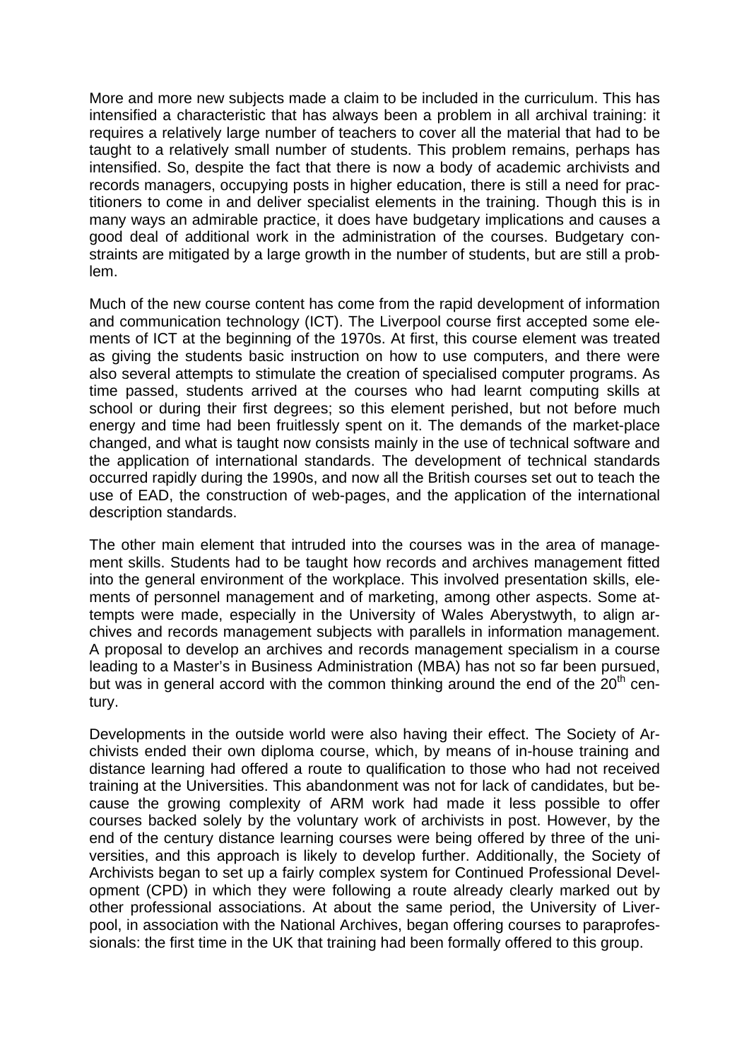More and more new subjects made a claim to be included in the curriculum. This has intensified a characteristic that has always been a problem in all archival training: it requires a relatively large number of teachers to cover all the material that had to be taught to a relatively small number of students. This problem remains, perhaps has intensified. So, despite the fact that there is now a body of academic archivists and records managers, occupying posts in higher education, there is still a need for practitioners to come in and deliver specialist elements in the training. Though this is in many ways an admirable practice, it does have budgetary implications and causes a good deal of additional work in the administration of the courses. Budgetary constraints are mitigated by a large growth in the number of students, but are still a problem.

Much of the new course content has come from the rapid development of information and communication technology (ICT). The Liverpool course first accepted some elements of ICT at the beginning of the 1970s. At first, this course element was treated as giving the students basic instruction on how to use computers, and there were also several attempts to stimulate the creation of specialised computer programs. As time passed, students arrived at the courses who had learnt computing skills at school or during their first degrees; so this element perished, but not before much energy and time had been fruitlessly spent on it. The demands of the market-place changed, and what is taught now consists mainly in the use of technical software and the application of international standards. The development of technical standards occurred rapidly during the 1990s, and now all the British courses set out to teach the use of EAD, the construction of web-pages, and the application of the international description standards.

The other main element that intruded into the courses was in the area of management skills. Students had to be taught how records and archives management fitted into the general environment of the workplace. This involved presentation skills, elements of personnel management and of marketing, among other aspects. Some attempts were made, especially in the University of Wales Aberystwyth, to align archives and records management subjects with parallels in information management. A proposal to develop an archives and records management specialism in a course leading to a Master's in Business Administration (MBA) has not so far been pursued, but was in general accord with the common thinking around the end of the 20th century.

Developments in the outside world were also having their effect. The Society of Archivists ended their own diploma course, which, by means of in-house training and distance learning had offered a route to qualification to those who had not received training at the Universities. This abandonment was not for lack of candidates, but because the growing complexity of ARM work had made it less possible to offer courses backed solely by the voluntary work of archivists in post. However, by the end of the century distance learning courses were being offered by three of the universities, and this approach is likely to develop further. Additionally, the Society of Archivists began to set up a fairly complex system for Continued Professional Development (CPD) in which they were following a route already clearly marked out by other professional associations. At about the same period, the University of Liverpool, in association with the National Archives, began offering courses to paraprofessionals: the first time in the UK that training had been formally offered to this group.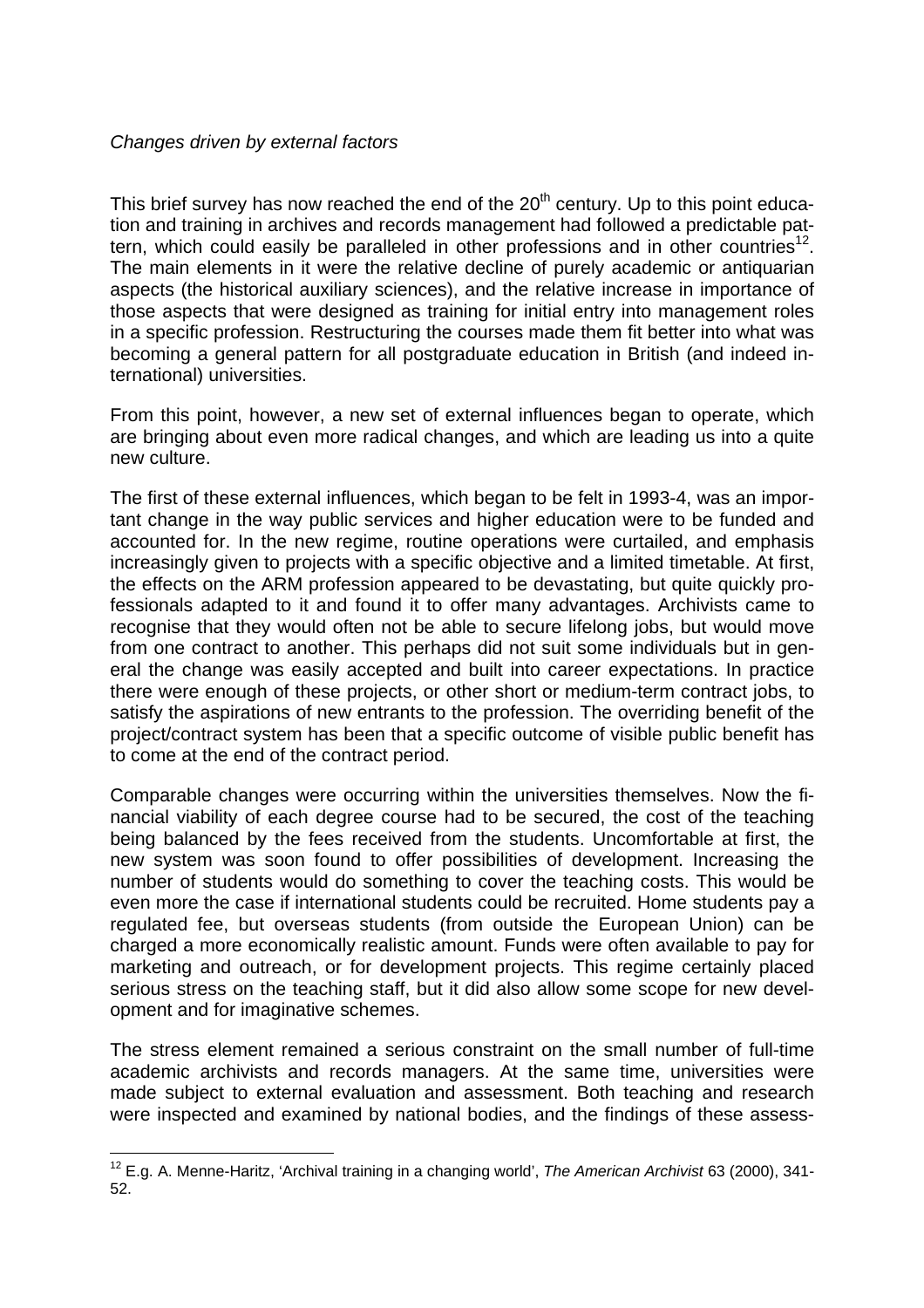*Changes driven by external factors*

This brief survey has now reached the end of the 20th century. Up to this point education and training in archives and records management had followed a predictable pattern, which could easily be paralleled in other professions and in other countries[12]. The main elements in it were the relative decline of purely academic or antiquarian aspects (the historical auxiliary sciences), and the relative increase in importance of those aspects that were designed as training for initial entry into management roles in a specific profession. Restructuring the courses made them fit better into what was becoming a general pattern for all postgraduate education in British (and indeed international) universities.

From this point, however, a new set of external influences began to operate, which are bringing about even more radical changes, and which are leading us into a quite new culture.

The first of these external influences, which began to be felt in 1993-4, was an important change in the way public services and higher education were to be funded and accounted for. In the new regime, routine operations were curtailed, and emphasis increasingly given to projects with a specific objective and a limited timetable. At first, the effects on the ARM profession appeared to be devastating, but quite quickly professionals adapted to it and found it to offer many advantages. Archivists came to recognise that they would often not be able to secure lifelong jobs, but would move from one contract to another. This perhaps did not suit some individuals but in general the change was easily accepted and built into career expectations. In practice there were enough of these projects, or other short or medium-term contract jobs, to satisfy the aspirations of new entrants to the profession. The overriding benefit of the project/contract system has been that a specific outcome of visible public benefit has to come at the end of the contract period.

Comparable changes were occurring within the universities themselves. Now the financial viability of each degree course had to be secured, the cost of the teaching being balanced by the fees received from the students. Uncomfortable at first, the new system was soon found to offer possibilities of development. Increasing the number of students would do something to cover the teaching costs. This would be even more the case if international students could be recruited. Home students pay a regulated fee, but overseas students (from outside the European Union) can be charged a more economically realistic amount. Funds were often available to pay for marketing and outreach, or for development projects. This regime certainly placed serious stress on the teaching staff, but it did also allow some scope for new development and for imaginative schemes.

The stress element remained a serious constraint on the small number of full-time academic archivists and records managers. At the same time, universities were made subject to external evaluation and assessment. Both teaching and research were inspected and examined by national bodies, and the findings of these assess-

---

[12] E.g. A. Menne-Haritz, 'Archival training in a changing world', *The American Archivist* 63 (2000), 341-52.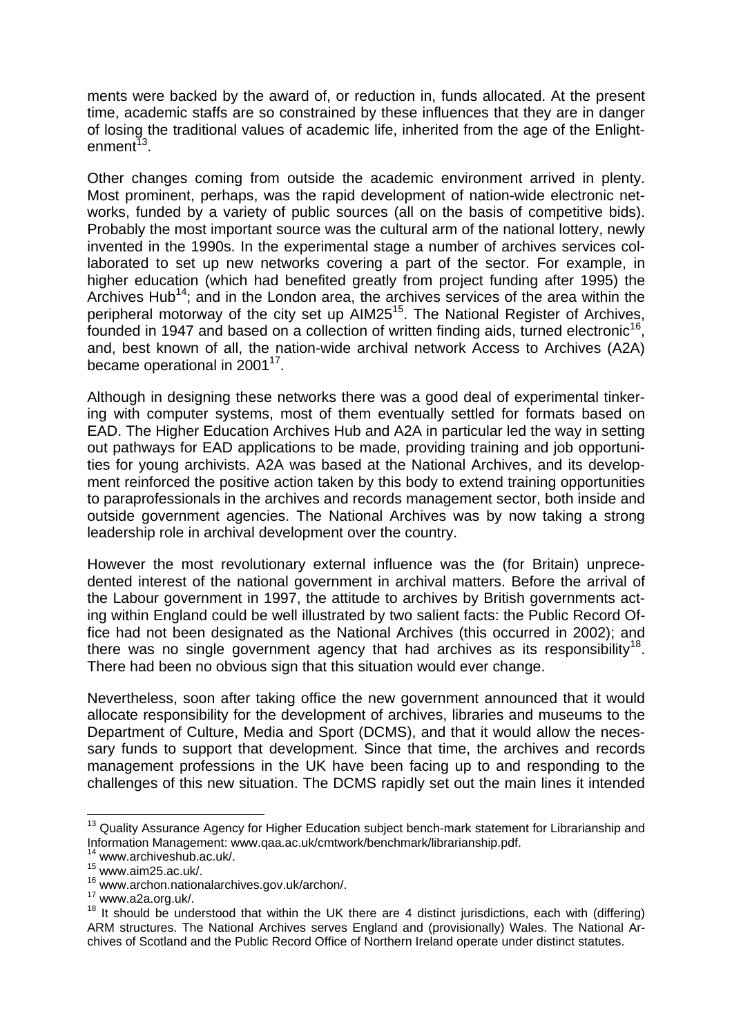ments were backed by the award of, or reduction in, funds allocated. At the present time, academic staffs are so constrained by these influences that they are in danger of losing the traditional values of academic life, inherited from the age of the Enlightenment[13].

Other changes coming from outside the academic environment arrived in plenty. Most prominent, perhaps, was the rapid development of nation-wide electronic networks, funded by a variety of public sources (all on the basis of competitive bids). Probably the most important source was the cultural arm of the national lottery, newly invented in the 1990s. In the experimental stage a number of archives services collaborated to set up new networks covering a part of the sector. For example, in higher education (which had benefited greatly from project funding after 1995) the Archives Hub[14]; and in the London area, the archives services of the area within the peripheral motorway of the city set up AIM25[15]. The National Register of Archives, founded in 1947 and based on a collection of written finding aids, turned electronic[16], and, best known of all, the nation-wide archival network Access to Archives (A2A) became operational in 2001[17].

Although in designing these networks there was a good deal of experimental tinkering with computer systems, most of them eventually settled for formats based on EAD. The Higher Education Archives Hub and A2A in particular led the way in setting out pathways for EAD applications to be made, providing training and job opportunities for young archivists. A2A was based at the National Archives, and its development reinforced the positive action taken by this body to extend training opportunities to paraprofessionals in the archives and records management sector, both inside and outside government agencies. The National Archives was by now taking a strong leadership role in archival development over the country.

However the most revolutionary external influence was the (for Britain) unprecedented interest of the national government in archival matters. Before the arrival of the Labour government in 1997, the attitude to archives by British governments acting within England could be well illustrated by two salient facts: the Public Record Office had not been designated as the National Archives (this occurred in 2002); and there was no single government agency that had archives as its responsibility[18]. There had been no obvious sign that this situation would ever change.

Nevertheless, soon after taking office the new government announced that it would allocate responsibility for the development of archives, libraries and museums to the Department of Culture, Media and Sport (DCMS), and that it would allow the necessary funds to support that development. Since that time, the archives and records management professions in the UK have been facing up to and responding to the challenges of this new situation. The DCMS rapidly set out the main lines it intended

---

[13] Quality Assurance Agency for Higher Education subject bench-mark statement for Librarianship and Information Management: www.qaa.ac.uk/cmtwork/benchmark/librarianship.pdf.

[14] www.archiveshub.ac.uk/.

[15] www.aim25.ac.uk/.

[16] www.archon.nationalarchives.gov.uk/archon/.

[17] www.a2a.org.uk/.

[18] It should be understood that within the UK there are 4 distinct jurisdictions, each with (differing) ARM structures. The National Archives serves England and (provisionally) Wales. The National Archives of Scotland and the Public Record Office of Northern Ireland operate under distinct statutes.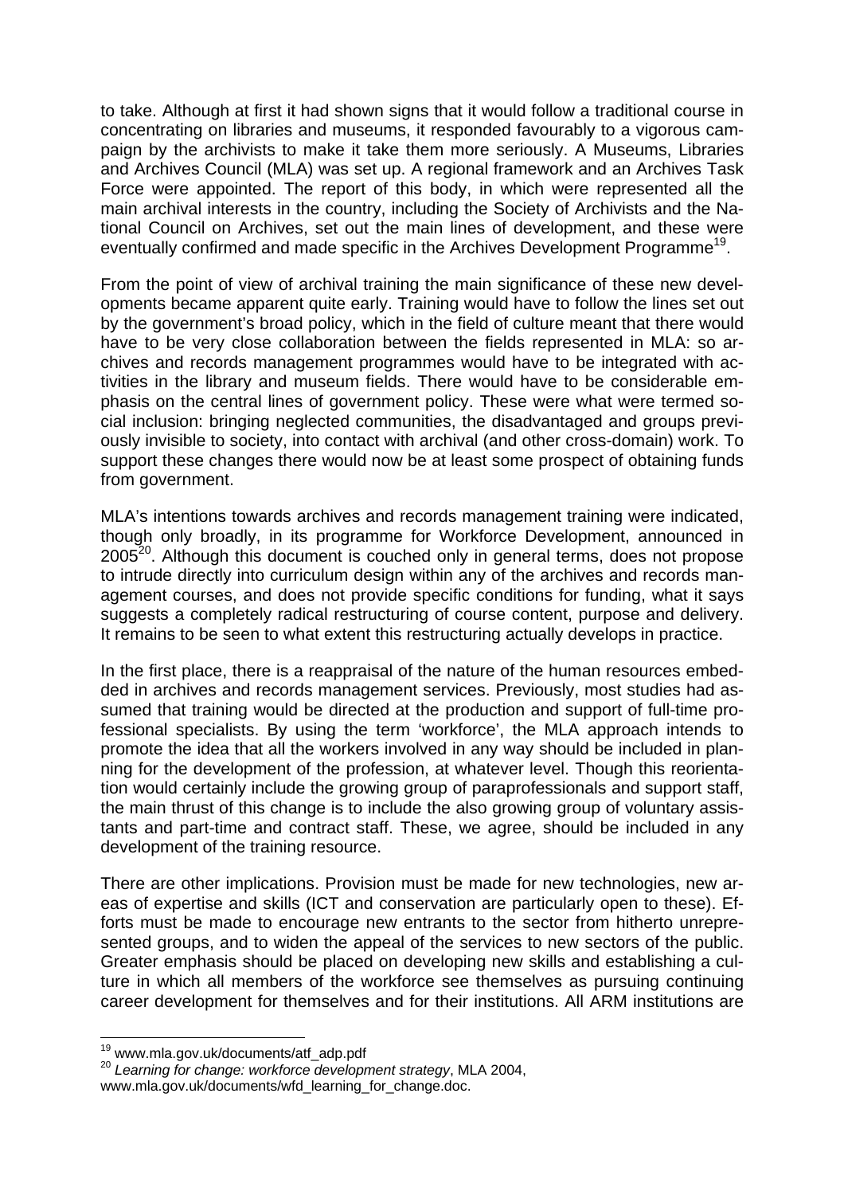to take. Although at first it had shown signs that it would follow a traditional course in concentrating on libraries and museums, it responded favourably to a vigorous campaign by the archivists to make it take them more seriously. A Museums, Libraries and Archives Council (MLA) was set up. A regional framework and an Archives Task Force were appointed. The report of this body, in which were represented all the main archival interests in the country, including the Society of Archivists and the National Council on Archives, set out the main lines of development, and these were eventually confirmed and made specific in the Archives Development Programme[19].

From the point of view of archival training the main significance of these new developments became apparent quite early. Training would have to follow the lines set out by the government's broad policy, which in the field of culture meant that there would have to be very close collaboration between the fields represented in MLA: so archives and records management programmes would have to be integrated with activities in the library and museum fields. There would have to be considerable emphasis on the central lines of government policy. These were what were termed social inclusion: bringing neglected communities, the disadvantaged and groups previously invisible to society, into contact with archival (and other cross-domain) work. To support these changes there would now be at least some prospect of obtaining funds from government.

MLA's intentions towards archives and records management training were indicated, though only broadly, in its programme for Workforce Development, announced in 2005[20]. Although this document is couched only in general terms, does not propose to intrude directly into curriculum design within any of the archives and records management courses, and does not provide specific conditions for funding, what it says suggests a completely radical restructuring of course content, purpose and delivery. It remains to be seen to what extent this restructuring actually develops in practice.

In the first place, there is a reappraisal of the nature of the human resources embedded in archives and records management services. Previously, most studies had assumed that training would be directed at the production and support of full-time professional specialists. By using the term 'workforce', the MLA approach intends to promote the idea that all the workers involved in any way should be included in planning for the development of the profession, at whatever level. Though this reorientation would certainly include the growing group of paraprofessionals and support staff, the main thrust of this change is to include the also growing group of voluntary assistants and part-time and contract staff. These, we agree, should be included in any development of the training resource.

There are other implications. Provision must be made for new technologies, new areas of expertise and skills (ICT and conservation are particularly open to these). Efforts must be made to encourage new entrants to the sector from hitherto unrepresented groups, and to widen the appeal of the services to new sectors of the public. Greater emphasis should be placed on developing new skills and establishing a culture in which all members of the workforce see themselves as pursuing continuing career development for themselves and for their institutions. All ARM institutions are

---

[19] www.mla.gov.uk/documents/atf_adp.pdf

[20] *Learning for change: workforce development strategy*, MLA 2004, www.mla.gov.uk/documents/wfd_learning_for_change.doc.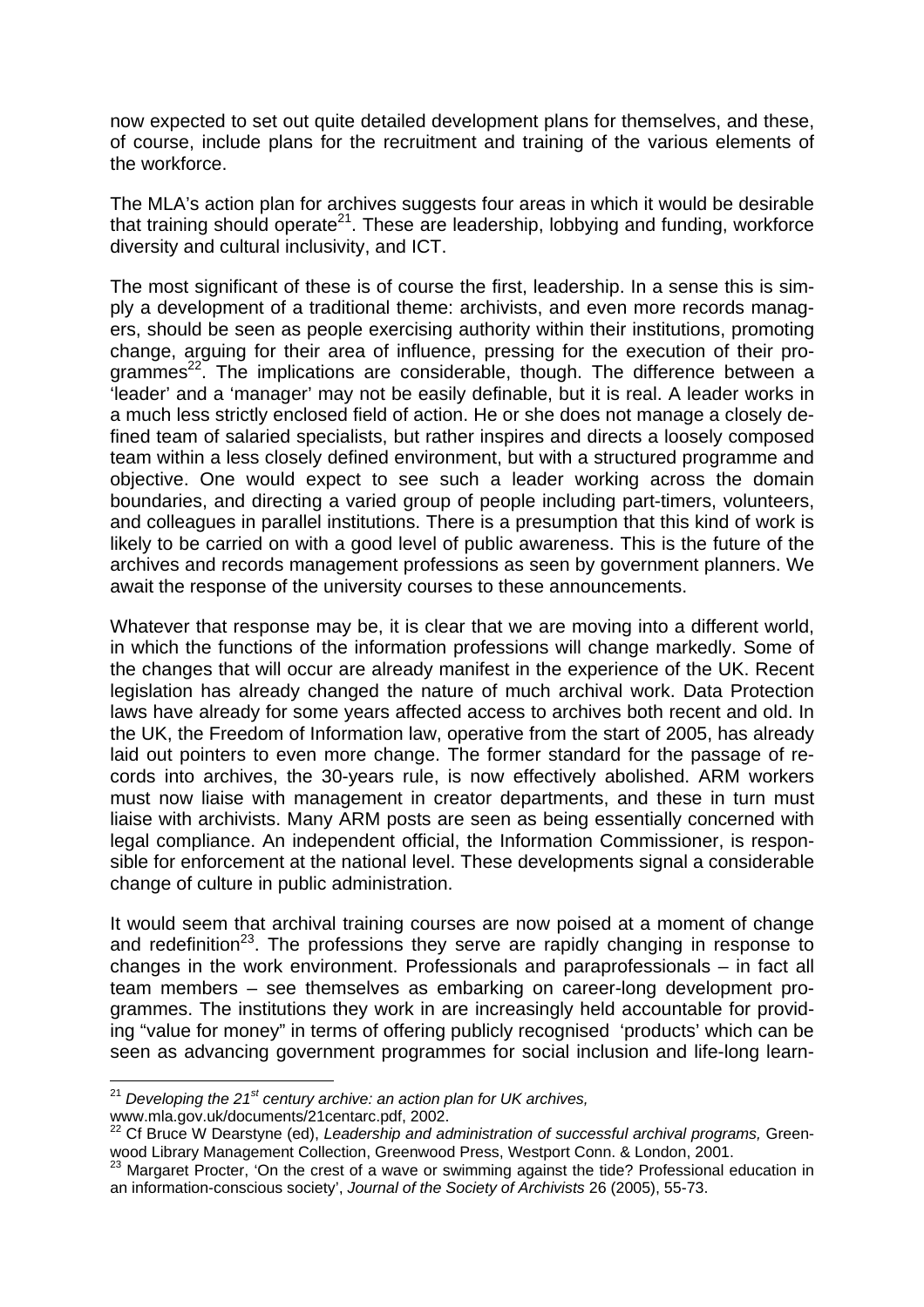now expected to set out quite detailed development plans for themselves, and these, of course, include plans for the recruitment and training of the various elements of the workforce.

The MLA's action plan for archives suggests four areas in which it would be desirable that training should operate[21]. These are leadership, lobbying and funding, workforce diversity and cultural inclusivity, and ICT.

The most significant of these is of course the first, leadership. In a sense this is simply a development of a traditional theme: archivists, and even more records managers, should be seen as people exercising authority within their institutions, promoting change, arguing for their area of influence, pressing for the execution of their programmes[22]. The implications are considerable, though. The difference between a 'leader' and a 'manager' may not be easily definable, but it is real. A leader works in a much less strictly enclosed field of action. He or she does not manage a closely defined team of salaried specialists, but rather inspires and directs a loosely composed team within a less closely defined environment, but with a structured programme and objective. One would expect to see such a leader working across the domain boundaries, and directing a varied group of people including part-timers, volunteers, and colleagues in parallel institutions. There is a presumption that this kind of work is likely to be carried on with a good level of public awareness. This is the future of the archives and records management professions as seen by government planners. We await the response of the university courses to these announcements.

Whatever that response may be, it is clear that we are moving into a different world, in which the functions of the information professions will change markedly. Some of the changes that will occur are already manifest in the experience of the UK. Recent legislation has already changed the nature of much archival work. Data Protection laws have already for some years affected access to archives both recent and old. In the UK, the Freedom of Information law, operative from the start of 2005, has already laid out pointers to even more change. The former standard for the passage of records into archives, the 30-years rule, is now effectively abolished. ARM workers must now liaise with management in creator departments, and these in turn must liaise with archivists. Many ARM posts are seen as being essentially concerned with legal compliance. An independent official, the Information Commissioner, is responsible for enforcement at the national level. These developments signal a considerable change of culture in public administration.

It would seem that archival training courses are now poised at a moment of change and redefinition[23]. The professions they serve are rapidly changing in response to changes in the work environment. Professionals and paraprofessionals – in fact all team members – see themselves as embarking on career-long development programmes. The institutions they work in are increasingly held accountable for providing "value for money" in terms of offering publicly recognised 'products' which can be seen as advancing government programmes for social inclusion and life-long learn-

---

[21] *Developing the 21st century archive: an action plan for UK archives,* www.mla.gov.uk/documents/21centarc.pdf, 2002.

[22] Cf Bruce W Dearstyne (ed), *Leadership and administration of successful archival programs,* Greenwood Library Management Collection, Greenwood Press, Westport Conn. & London, 2001.

[23] Margaret Procter, 'On the crest of a wave or swimming against the tide? Professional education in an information-conscious society', *Journal of the Society of Archivists* 26 (2005), 55-73.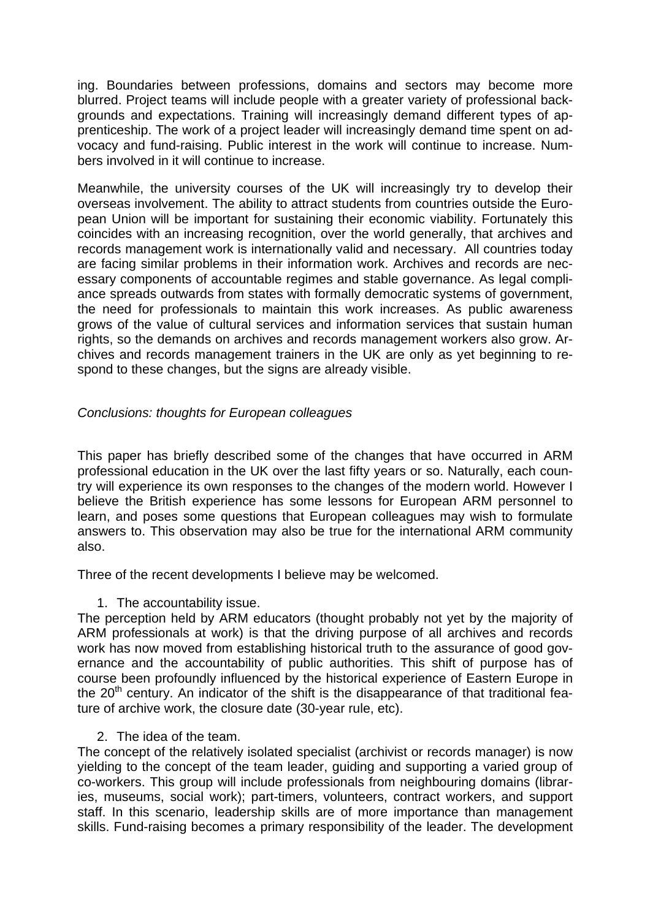ing. Boundaries between professions, domains and sectors may become more blurred. Project teams will include people with a greater variety of professional backgrounds and expectations. Training will increasingly demand different types of apprenticeship. The work of a project leader will increasingly demand time spent on advocacy and fund-raising. Public interest in the work will continue to increase. Numbers involved in it will continue to increase.

Meanwhile, the university courses of the UK will increasingly try to develop their overseas involvement. The ability to attract students from countries outside the European Union will be important for sustaining their economic viability. Fortunately this coincides with an increasing recognition, over the world generally, that archives and records management work is internationally valid and necessary. All countries today are facing similar problems in their information work. Archives and records are necessary components of accountable regimes and stable governance. As legal compliance spreads outwards from states with formally democratic systems of government, the need for professionals to maintain this work increases. As public awareness grows of the value of cultural services and information services that sustain human rights, so the demands on archives and records management workers also grow. Archives and records management trainers in the UK are only as yet beginning to respond to these changes, but the signs are already visible.

*Conclusions: thoughts for European colleagues*

This paper has briefly described some of the changes that have occurred in ARM professional education in the UK over the last fifty years or so. Naturally, each country will experience its own responses to the changes of the modern world. However I believe the British experience has some lessons for European ARM personnel to learn, and poses some questions that European colleagues may wish to formulate answers to. This observation may also be true for the international ARM community also.

Three of the recent developments I believe may be welcomed.

1. The accountability issue.

The perception held by ARM educators (thought probably not yet by the majority of ARM professionals at work) is that the driving purpose of all archives and records work has now moved from establishing historical truth to the assurance of good governance and the accountability of public authorities. This shift of purpose has of course been profoundly influenced by the historical experience of Eastern Europe in the 20th century. An indicator of the shift is the disappearance of that traditional feature of archive work, the closure date (30-year rule, etc).

2. The idea of the team.

The concept of the relatively isolated specialist (archivist or records manager) is now yielding to the concept of the team leader, guiding and supporting a varied group of co-workers. This group will include professionals from neighbouring domains (libraries, museums, social work); part-timers, volunteers, contract workers, and support staff. In this scenario, leadership skills are of more importance than management skills. Fund-raising becomes a primary responsibility of the leader. The development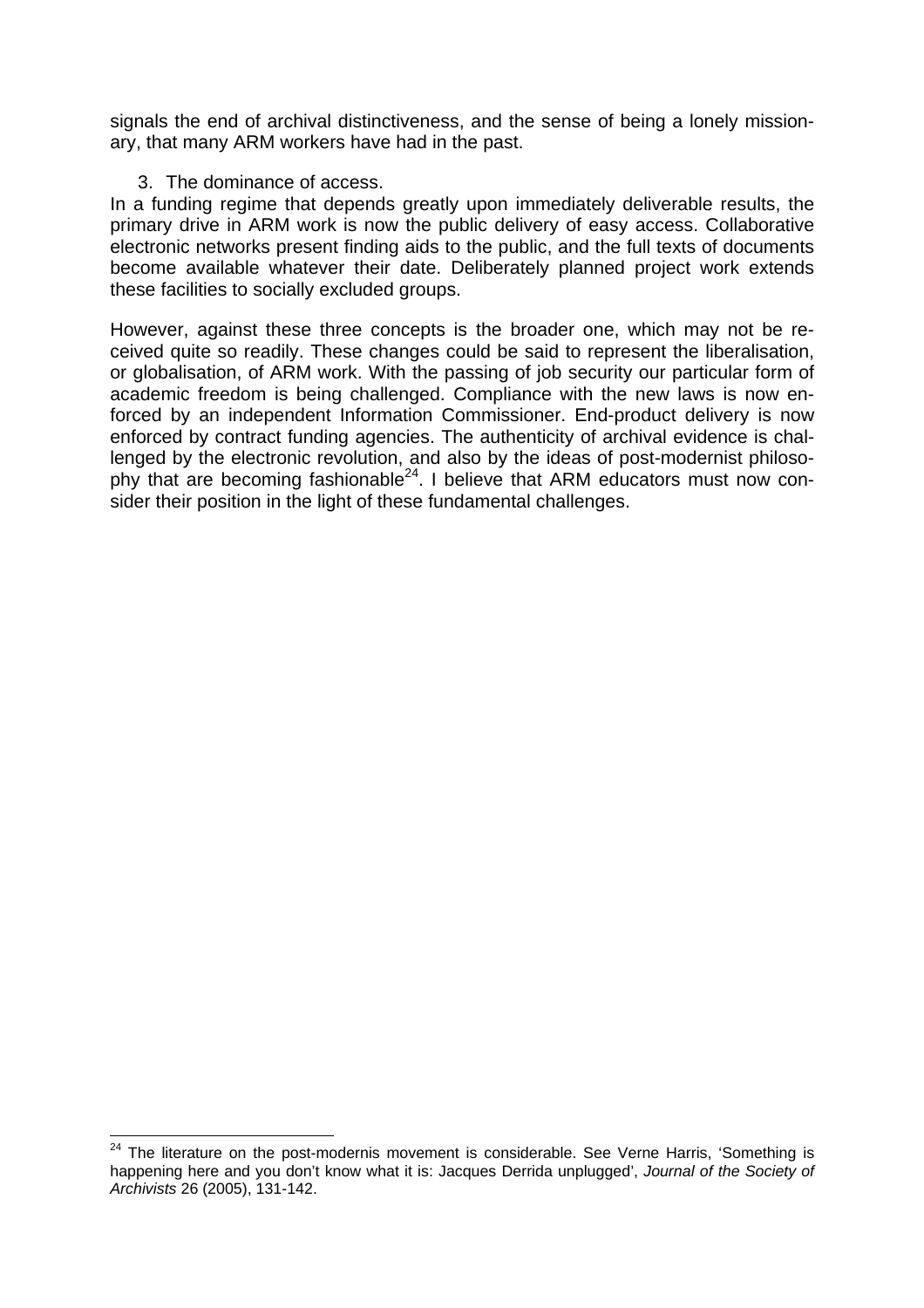signals the end of archival distinctiveness, and the sense of being a lonely missionary, that many ARM workers have had in the past.

3. The dominance of access.

In a funding regime that depends greatly upon immediately deliverable results, the primary drive in ARM work is now the public delivery of easy access. Collaborative electronic networks present finding aids to the public, and the full texts of documents become available whatever their date. Deliberately planned project work extends these facilities to socially excluded groups.

However, against these three concepts is the broader one, which may not be received quite so readily. These changes could be said to represent the liberalisation, or globalisation, of ARM work. With the passing of job security our particular form of academic freedom is being challenged. Compliance with the new laws is now enforced by an independent Information Commissioner. End-product delivery is now enforced by contract funding agencies. The authenticity of archival evidence is challenged by the electronic revolution, and also by the ideas of post-modernist philosophy that are becoming fashionable[24]. I believe that ARM educators must now consider their position in the light of these fundamental challenges.

---

[24] The literature on the post-modernis movement is considerable. See Verne Harris, 'Something is happening here and you don't know what it is: Jacques Derrida unplugged', *Journal of the Society of Archivists* 26 (2005), 131-142.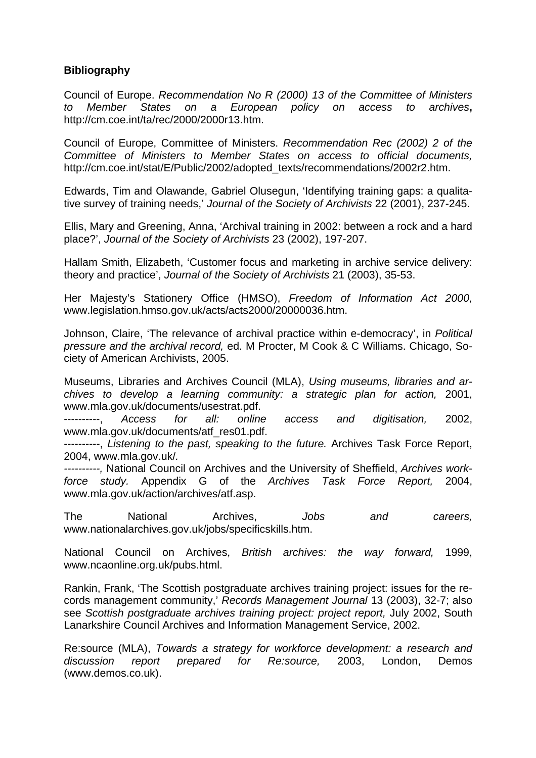## Bibliography

Council of Europe. *Recommendation No R (2000) 13 of the Committee of Ministers to Member States on a European policy on access to archives***,** http://cm.coe.int/ta/rec/2000/2000r13.htm.

Council of Europe, Committee of Ministers. *Recommendation Rec (2002) 2 of the Committee of Ministers to Member States on access to official documents,* http://cm.coe.int/stat/E/Public/2002/adopted_texts/recommendations/2002r2.htm.

Edwards, Tim and Olawande, Gabriel Olusegun, 'Identifying training gaps: a qualitative survey of training needs,' *Journal of the Society of Archivists* 22 (2001), 237-245.

Ellis, Mary and Greening, Anna, 'Archival training in 2002: between a rock and a hard place?', *Journal of the Society of Archivists* 23 (2002), 197-207.

Hallam Smith, Elizabeth, 'Customer focus and marketing in archive service delivery: theory and practice', *Journal of the Society of Archivists* 21 (2003), 35-53.

Her Majesty's Stationery Office (HMSO), *Freedom of Information Act 2000,* www.legislation.hmso.gov.uk/acts/acts2000/20000036.htm.

Johnson, Claire, 'The relevance of archival practice within e-democracy', in *Political pressure and the archival record,* ed. M Procter, M Cook & C Williams. Chicago, Society of American Archivists, 2005.

Museums, Libraries and Archives Council (MLA), *Using museums, libraries and archives to develop a learning community: a strategic plan for action,* 2001, www.mla.gov.uk/documents/usestrat.pdf.
----------, *Access for all: online access and digitisation,* 2002, www.mla.gov.uk/documents/atf_res01.pdf.
----------, *Listening to the past, speaking to the future.* Archives Task Force Report, 2004, www.mla.gov.uk/.
----------*,* National Council on Archives and the University of Sheffield, *Archives workforce study.* Appendix G of the *Archives Task Force Report,* 2004, www.mla.gov.uk/action/archives/atf.asp.

The National Archives, *Jobs and careers,* www.nationalarchives.gov.uk/jobs/specificskills.htm.

National Council on Archives, *British archives: the way forward,* 1999, www.ncaonline.org.uk/pubs.html.

Rankin, Frank, 'The Scottish postgraduate archives training project: issues for the records management community,' *Records Management Journal* 13 (2003), 32-7; also see *Scottish postgraduate archives training project: project report,* July 2002, South Lanarkshire Council Archives and Information Management Service, 2002.

Re:source (MLA), *Towards a strategy for workforce development: a research and discussion report prepared for Re:source,* 2003, London, Demos (www.demos.co.uk).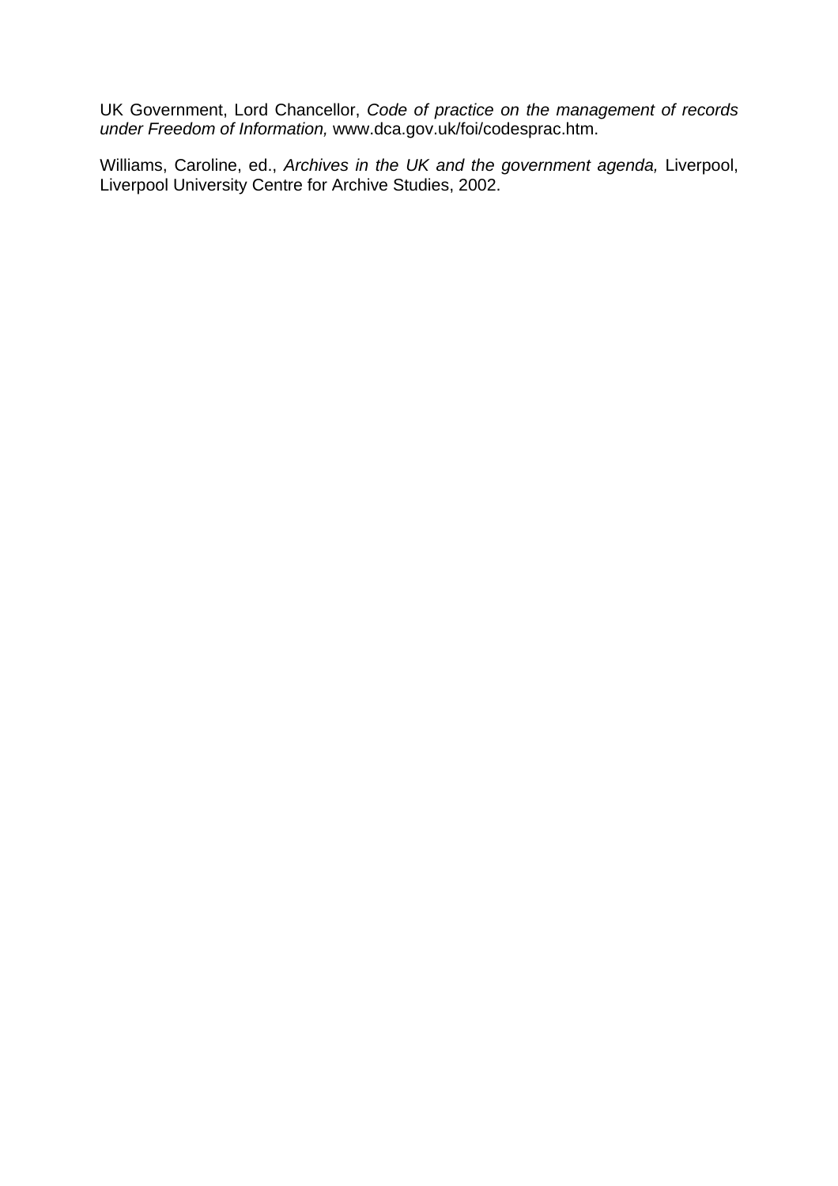UK Government, Lord Chancellor, *Code of practice on the management of records under Freedom of Information,* www.dca.gov.uk/foi/codesprac.htm.

Williams, Caroline, ed., *Archives in the UK and the government agenda,* Liverpool, Liverpool University Centre for Archive Studies, 2002.